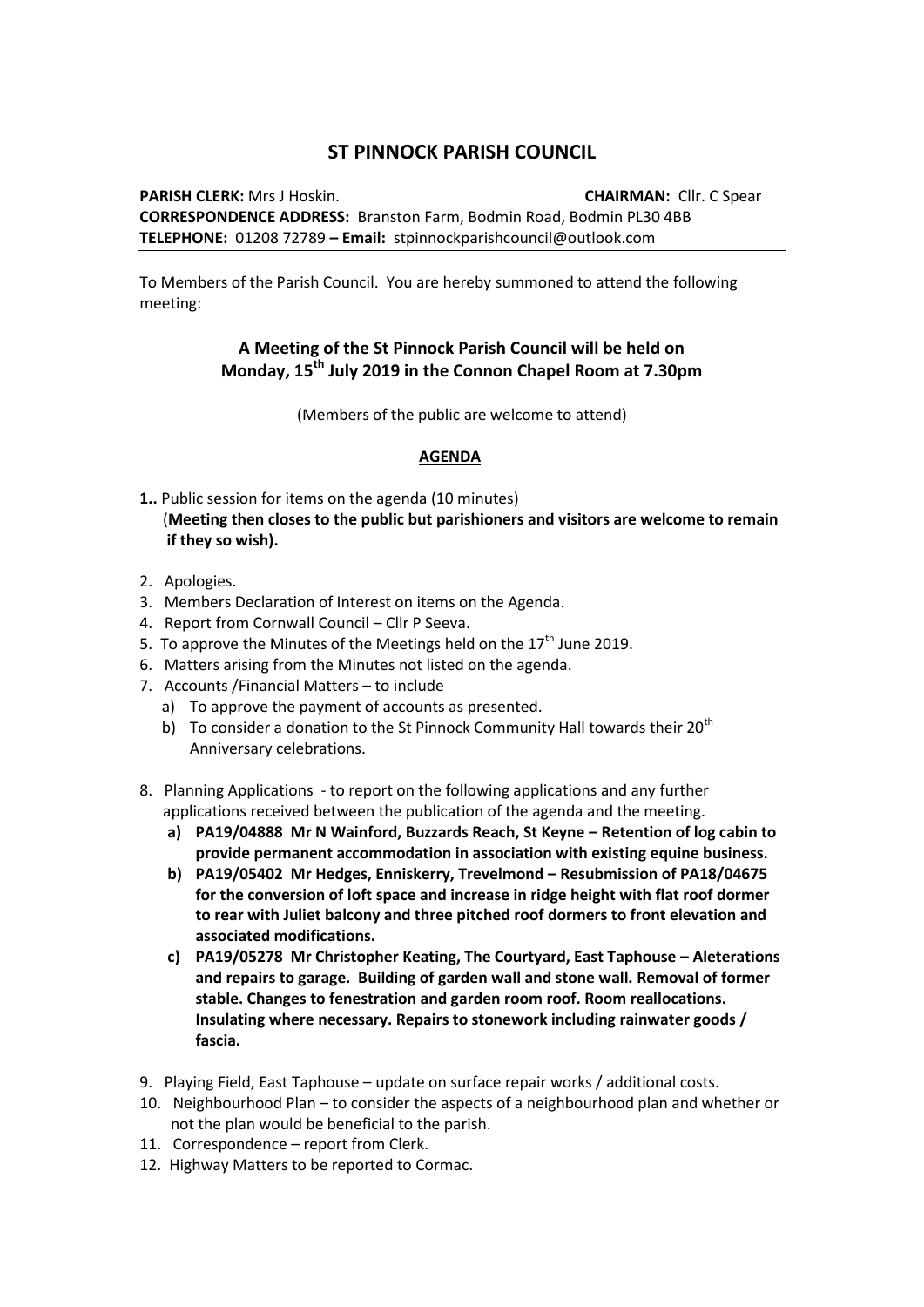# ST PINNOCK PARISH COUNCIL

**PARISH CLERK:** Mrs J Hoskin. **CHAIRMAN:** Cllr. C Spear
**CORRESPONDENCE ADDRESS:** Branston Farm, Bodmin Road, Bodmin PL30 4BB
**TELEPHONE:** 01208 72789 **– Email:** stpinnockparishcouncil@outlook.com

---

To Members of the Parish Council. You are hereby summoned to attend the following meeting:

**A Meeting of the St Pinnock Parish Council will be held on Monday, 15th July 2019 in the Connon Chapel Room at 7.30pm**

(Members of the public are welcome to attend)

**AGENDA**

1. Public session for items on the agenda (10 minutes)
   (**Meeting then closes to the public but parishioners and visitors are welcome to remain if they so wish).**
2. Apologies.
3. Members Declaration of Interest on items on the Agenda.
4. Report from Cornwall Council – Cllr P Seeva.
5. To approve the Minutes of the Meetings held on the 17th June 2019.
6. Matters arising from the Minutes not listed on the agenda.
7. Accounts /Financial Matters – to include
   a) To approve the payment of accounts as presented.
   b) To consider a donation to the St Pinnock Community Hall towards their 20th Anniversary celebrations.
8. Planning Applications - to report on the following applications and any further applications received between the publication of the agenda and the meeting.
   **a) PA19/04888 Mr N Wainford, Buzzards Reach, St Keyne – Retention of log cabin to provide permanent accommodation in association with existing equine business.**
   **b) PA19/05402 Mr Hedges, Enniskerry, Trevelmond – Resubmission of PA18/04675 for the conversion of loft space and increase in ridge height with flat roof dormer to rear with Juliet balcony and three pitched roof dormers to front elevation and associated modifications.**
   **c) PA19/05278 Mr Christopher Keating, The Courtyard, East Taphouse – Aleterations and repairs to garage. Building of garden wall and stone wall. Removal of former stable. Changes to fenestration and garden room roof. Room reallocations. Insulating where necessary. Repairs to stonework including rainwater goods / fascia.**
9. Playing Field, East Taphouse – update on surface repair works / additional costs.
10. Neighbourhood Plan – to consider the aspects of a neighbourhood plan and whether or not the plan would be beneficial to the parish.
11. Correspondence – report from Clerk.
12. Highway Matters to be reported to Cormac.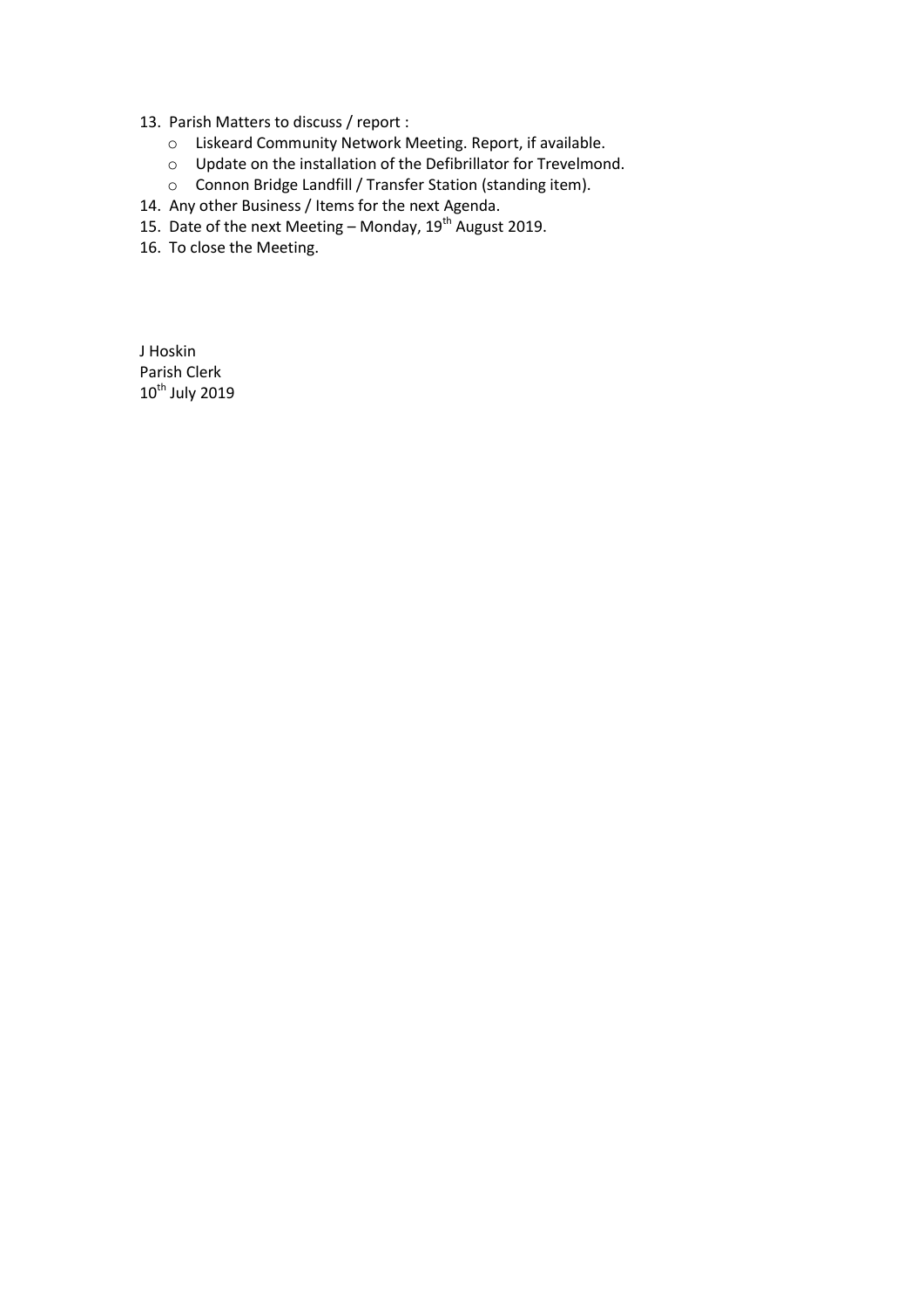13. Parish Matters to discuss / report :
    - Liskeard Community Network Meeting. Report, if available.
    - Update on the installation of the Defibrillator for Trevelmond.
    - Connon Bridge Landfill / Transfer Station (standing item).
14. Any other Business / Items for the next Agenda.
15. Date of the next Meeting – Monday, 19th August 2019.
16. To close the Meeting.

J Hoskin
Parish Clerk
10th July 2019